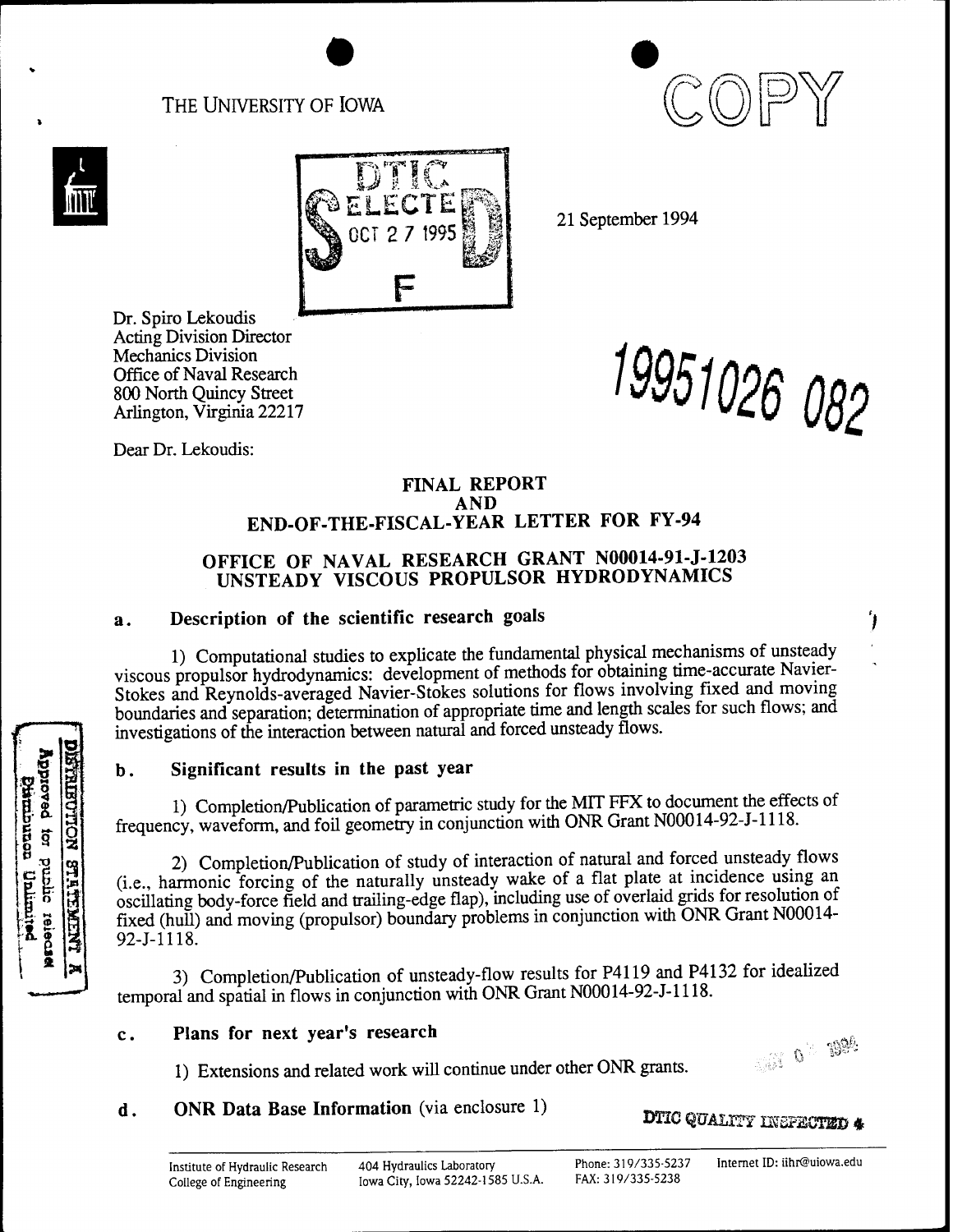THE UNIVERSITY OF IOWA

COPY

DTIC ELECTE OCT 27 1995 F

21 September 1994

Dr. Spiro Lekoudis
Acting Division Director
Mechanics Division
Office of Naval Research
800 North Quincy Street
Arlington, Virginia 22217

19951026 082

Dear Dr. Lekoudis:

## FINAL REPORT AND END-OF-THE-FISCAL-YEAR LETTER FOR FY-94

## OFFICE OF NAVAL RESEARCH GRANT N00014-91-J-1203 UNSTEADY VISCOUS PROPULSOR HYDRODYNAMICS

### a. Description of the scientific research goals

1) Computational studies to explicate the fundamental physical mechanisms of unsteady viscous propulsor hydrodynamics: development of methods for obtaining time-accurate Navier-Stokes and Reynolds-averaged Navier-Stokes solutions for flows involving fixed and moving boundaries and separation; determination of appropriate time and length scales for such flows; and investigations of the interaction between natural and forced unsteady flows.

DISTRIBUTION STATEMENT A
Approved for public release
Distribution Unlimited

### b. Significant results in the past year

1) Completion/Publication of parametric study for the MIT FFX to document the effects of frequency, waveform, and foil geometry in conjunction with ONR Grant N00014-92-J-1118.

2) Completion/Publication of study of interaction of natural and forced unsteady flows (i.e., harmonic forcing of the naturally unsteady wake of a flat plate at incidence using an oscillating body-force field and trailing-edge flap), including use of overlaid grids for resolution of fixed (hull) and moving (propulsor) boundary problems in conjunction with ONR Grant N00014-92-J-1118.

3) Completion/Publication of unsteady-flow results for P4119 and P4132 for idealized temporal and spatial in flows in conjunction with ONR Grant N00014-92-J-1118.

### c. Plans for next year's research

1) Extensions and related work will continue under other ONR grants.

### d. ONR Data Base Information (via enclosure 1)

DTIC QUALITY INSPECTED 4

Institute of Hydraulic Research
College of Engineering
404 Hydraulics Laboratory
Iowa City, Iowa 52242-1585 U.S.A.
Phone: 319/335-5237
FAX: 319/335-5238
Internet ID: iihr@uiowa.edu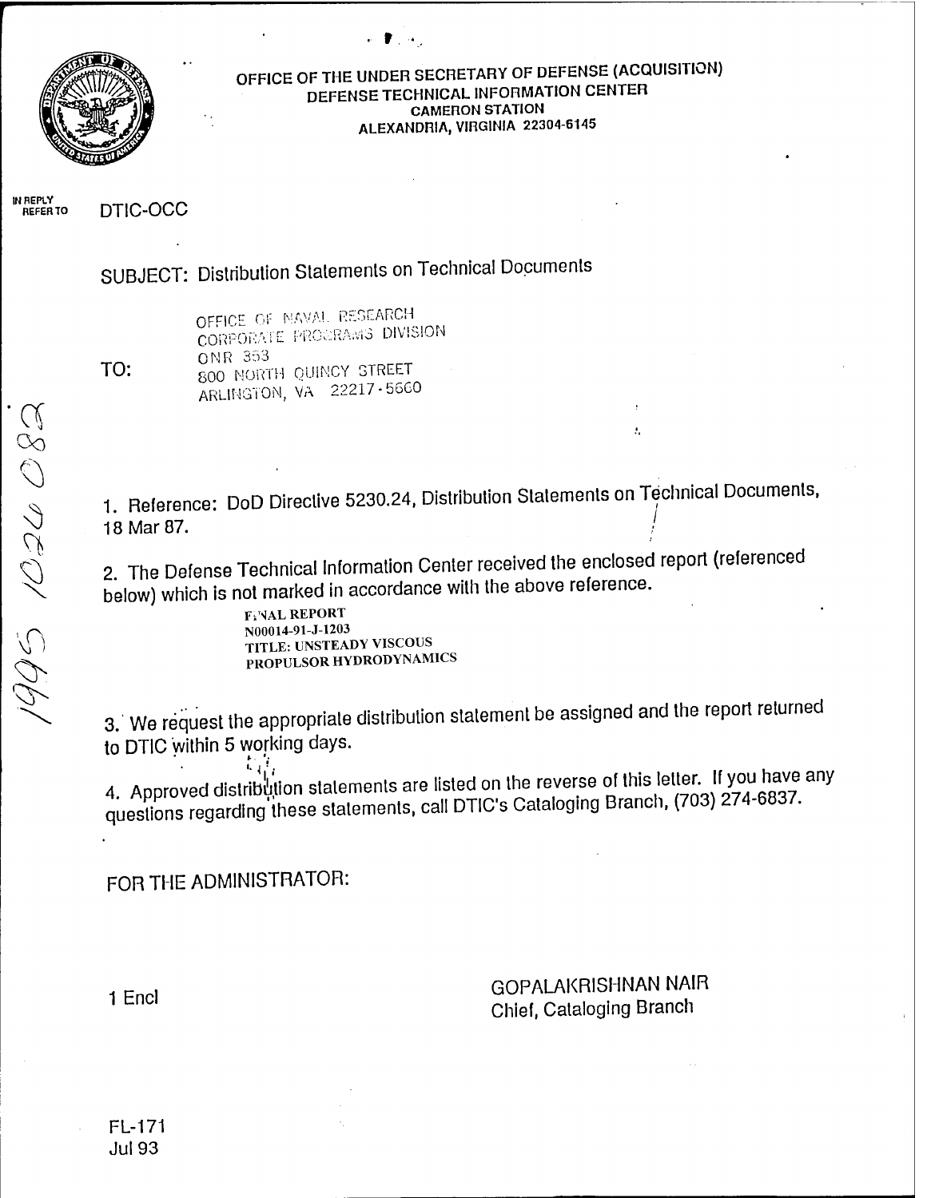OFFICE OF THE UNDER SECRETARY OF DEFENSE (ACQUISITION)
DEFENSE TECHNICAL INFORMATION CENTER
CAMERON STATION
ALEXANDRIA, VIRGINIA 22304-6145

IN REPLY REFER TO DTIC-OCC

SUBJECT: Distribution Statements on Technical Documents

TO:
OFFICE OF NAVAL RESEARCH
CORPORATE PROGRAMS DIVISION
ONR 353
800 NORTH QUINCY STREET
ARLINGTON, VA 22217-5660

1995 1026 083

1. Reference: DoD Directive 5230.24, Distribution Statements on Technical Documents, 18 Mar 87.

2. The Defense Technical Information Center received the enclosed report (referenced below) which is not marked in accordance with the above reference.

   FINAL REPORT
   N00014-91-J-1203
   TITLE: UNSTEADY VISCOUS PROPULSOR HYDRODYNAMICS

3. We request the appropriate distribution statement be assigned and the report returned to DTIC within 5 working days.

4. Approved distribution statements are listed on the reverse of this letter. If you have any questions regarding these statements, call DTIC's Cataloging Branch, (703) 274-6837.

FOR THE ADMINISTRATOR:

1 Encl

GOPALAKRISHNAN NAIR
Chief, Cataloging Branch

FL-171
Jul 93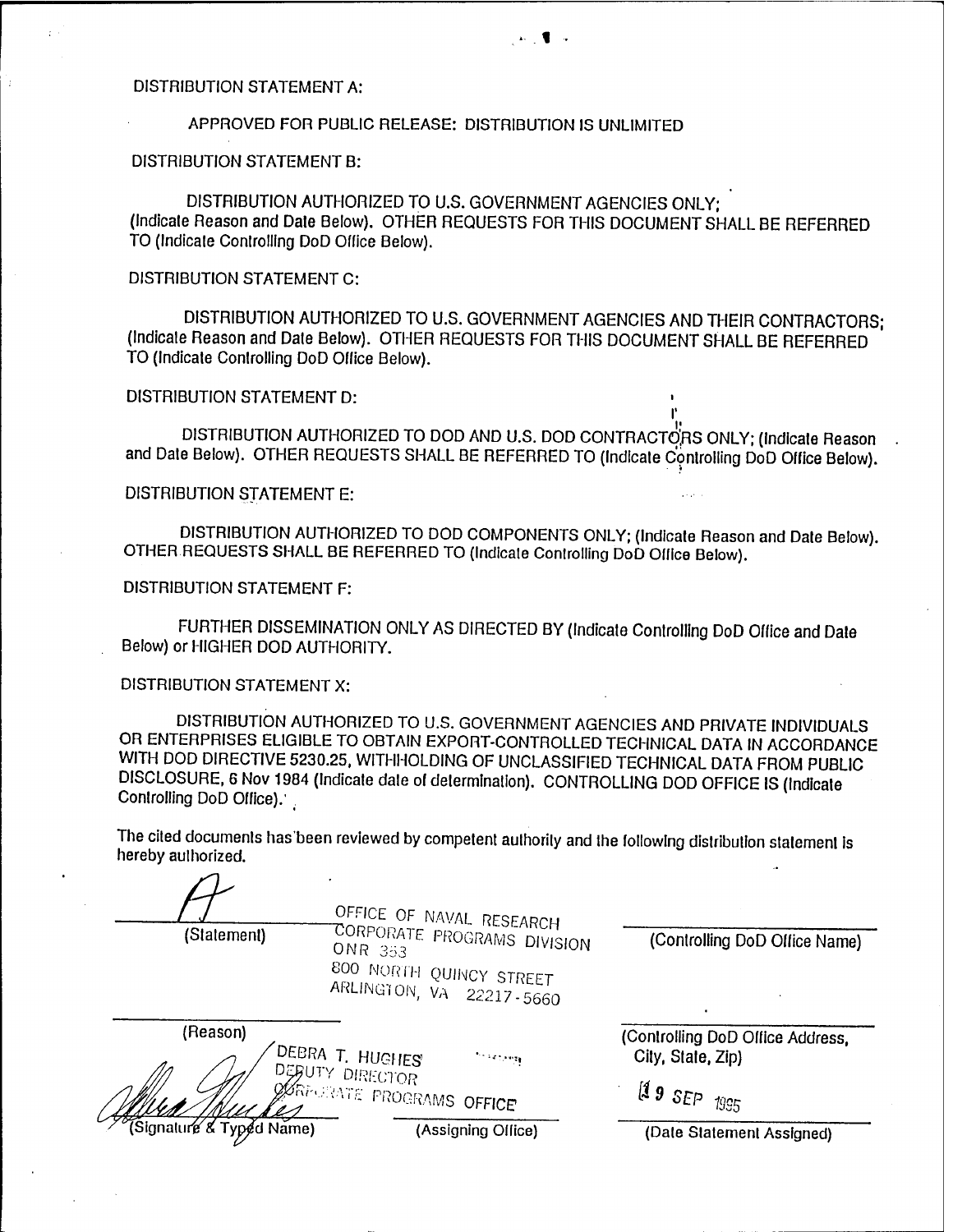DISTRIBUTION STATEMENT A:

APPROVED FOR PUBLIC RELEASE: DISTRIBUTION IS UNLIMITED

DISTRIBUTION STATEMENT B:

DISTRIBUTION AUTHORIZED TO U.S. GOVERNMENT AGENCIES ONLY; (Indicate Reason and Date Below). OTHER REQUESTS FOR THIS DOCUMENT SHALL BE REFERRED TO (Indicate Controlling DoD Office Below).

DISTRIBUTION STATEMENT C:

DISTRIBUTION AUTHORIZED TO U.S. GOVERNMENT AGENCIES AND THEIR CONTRACTORS; (Indicate Reason and Date Below). OTHER REQUESTS FOR THIS DOCUMENT SHALL BE REFERRED TO (Indicate Controlling DoD Office Below).

DISTRIBUTION STATEMENT D:

DISTRIBUTION AUTHORIZED TO DOD AND U.S. DOD CONTRACTORS ONLY; (Indicate Reason and Date Below). OTHER REQUESTS SHALL BE REFERRED TO (Indicate Controlling DoD Office Below).

DISTRIBUTION STATEMENT E:

DISTRIBUTION AUTHORIZED TO DOD COMPONENTS ONLY; (Indicate Reason and Date Below). OTHER REQUESTS SHALL BE REFERRED TO (Indicate Controlling DoD Office Below).

DISTRIBUTION STATEMENT F:

FURTHER DISSEMINATION ONLY AS DIRECTED BY (Indicate Controlling DoD Office and Date Below) or HIGHER DOD AUTHORITY.

DISTRIBUTION STATEMENT X:

DISTRIBUTION AUTHORIZED TO U.S. GOVERNMENT AGENCIES AND PRIVATE INDIVIDUALS OR ENTERPRISES ELIGIBLE TO OBTAIN EXPORT-CONTROLLED TECHNICAL DATA IN ACCORDANCE WITH DOD DIRECTIVE 5230.25, WITHHOLDING OF UNCLASSIFIED TECHNICAL DATA FROM PUBLIC DISCLOSURE, 6 Nov 1984 (Indicate date of determination). CONTROLLING DOD OFFICE IS (Indicate Controlling DoD Office).

The cited documents has been reviewed by competent authority and the following distribution statement is hereby authorized.

A
(Statement)

OFFICE OF NAVAL RESEARCH
CORPORATE PROGRAMS DIVISION
ONR 353
800 NORTH QUINCY STREET
ARLINGTON, VA 22217-5660

(Controlling DoD Office Name)

(Reason)

(Controlling DoD Office Address, City, State, Zip)

DEBRA T. HUGHES
DEPUTY DIRECTOR
CORPORATE PROGRAMS OFFICE

(Signature & Typed Name)

(Assigning Office)

19 SEP 1995

(Date Statement Assigned)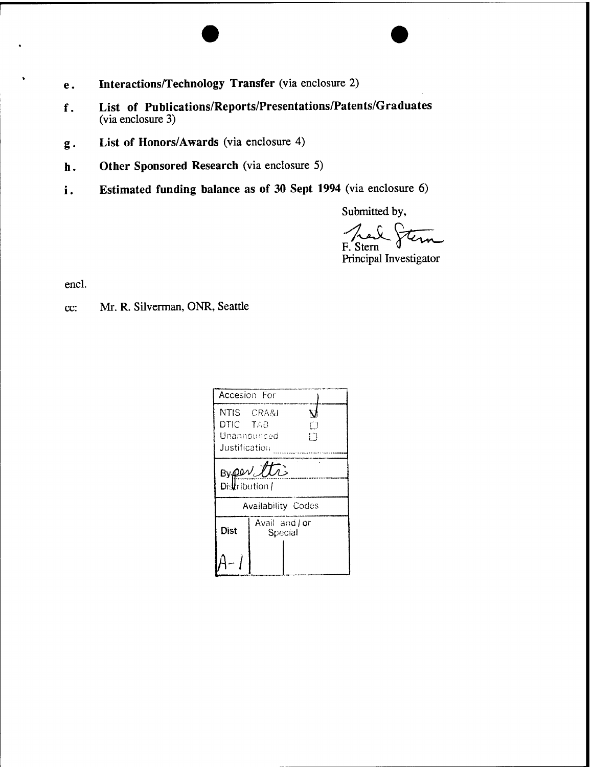- **e. Interactions/Technology Transfer** (via enclosure 2)
- **f. List of Publications/Reports/Presentations/Patents/Graduates** (via enclosure 3)
- **g. List of Honors/Awards** (via enclosure 4)
- **h. Other Sponsored Research** (via enclosure 5)
- **i. Estimated funding balance as of 30 Sept 1994** (via enclosure 6)

Submitted by,

F. Stern
Principal Investigator

encl.

cc: Mr. R. Silverman, ONR, Seattle

| Accesion For | | |
|---|---|---|
| NTIS CRA&I | | ✓ |
| DTIC TAB | | ☐ |
| Unannounced | | ☐ |
| Justification | | |
| By per ltr | | |
| Distribution / | | |
| Availability Codes | | |
| Dist | Avail and / or Special | |
| A-1 | | |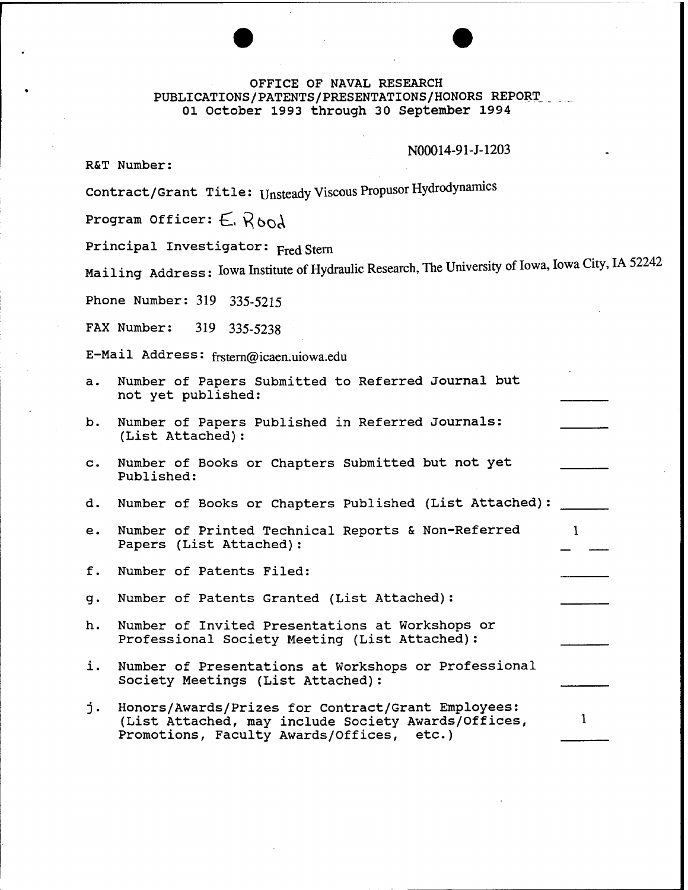# OFFICE OF NAVAL RESEARCH
## PUBLICATIONS/PATENTS/PRESENTATIONS/HONORS REPORT
## 01 October 1993 through 30 September 1994

R&T Number: N00014-91-J-1203

Contract/Grant Title: Unsteady Viscous Propusor Hydrodynamics

Program Officer: E. Rood

Principal Investigator: Fred Stern

Mailing Address: Iowa Institute of Hydraulic Research, The University of Iowa, Iowa City, IA 52242

Phone Number: 319 335-5215

FAX Number: 319 335-5238

E-Mail Address: frstern@icaen.uiowa.edu

a. Number of Papers Submitted to Referred Journal but not yet published: \_\_\_\_\_\_

b. Number of Papers Published in Referred Journals: (List Attached): \_\_\_\_\_\_

c. Number of Books or Chapters Submitted but not yet Published: \_\_\_\_\_\_

d. Number of Books or Chapters Published (List Attached): \_\_\_\_\_\_

e. Number of Printed Technical Reports & Non-Referred Papers (List Attached): 1

f. Number of Patents Filed: \_\_\_\_\_\_

g. Number of Patents Granted (List Attached): \_\_\_\_\_\_

h. Number of Invited Presentations at Workshops or Professional Society Meeting (List Attached): \_\_\_\_\_\_

i. Number of Presentations at Workshops or Professional Society Meetings (List Attached): \_\_\_\_\_\_

j. Honors/Awards/Prizes for Contract/Grant Employees: (List Attached, may include Society Awards/Offices, Promotions, Faculty Awards/Offices, etc.) 1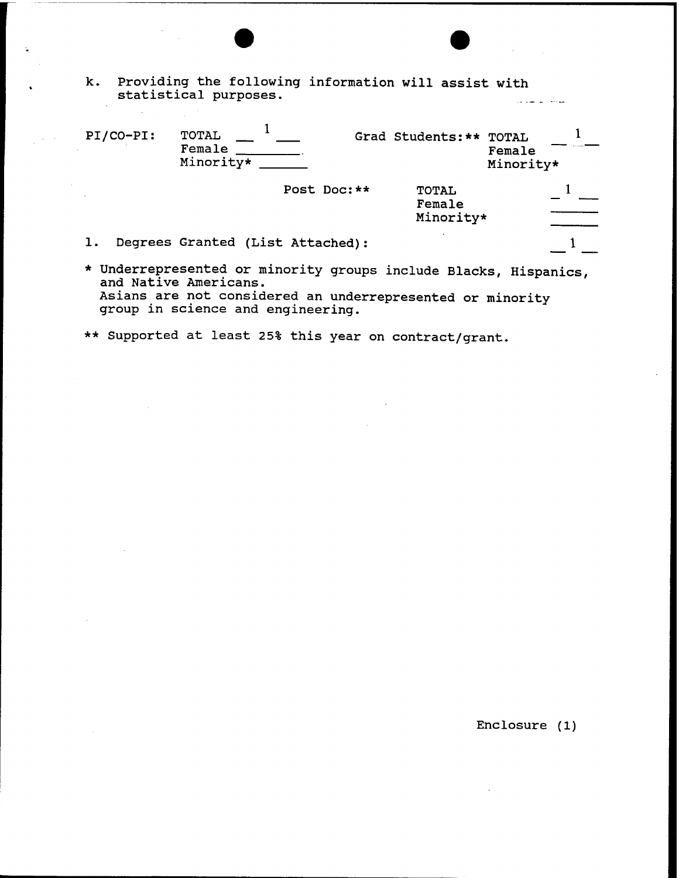k. Providing the following information will assist with statistical purposes.

PI/CO-PI: TOTAL __1__
Female ______
Minority* ______

Grad Students:** TOTAL __1__
Female
Minority*

Post Doc:** TOTAL __1__
Female ______
Minority* ______

l. Degrees Granted (List Attached): __1__

* Underrepresented or minority groups include Blacks, Hispanics, and Native Americans.
  Asians are not considered an underrepresented or minority group in science and engineering.

** Supported at least 25% this year on contract/grant.

Enclosure (1)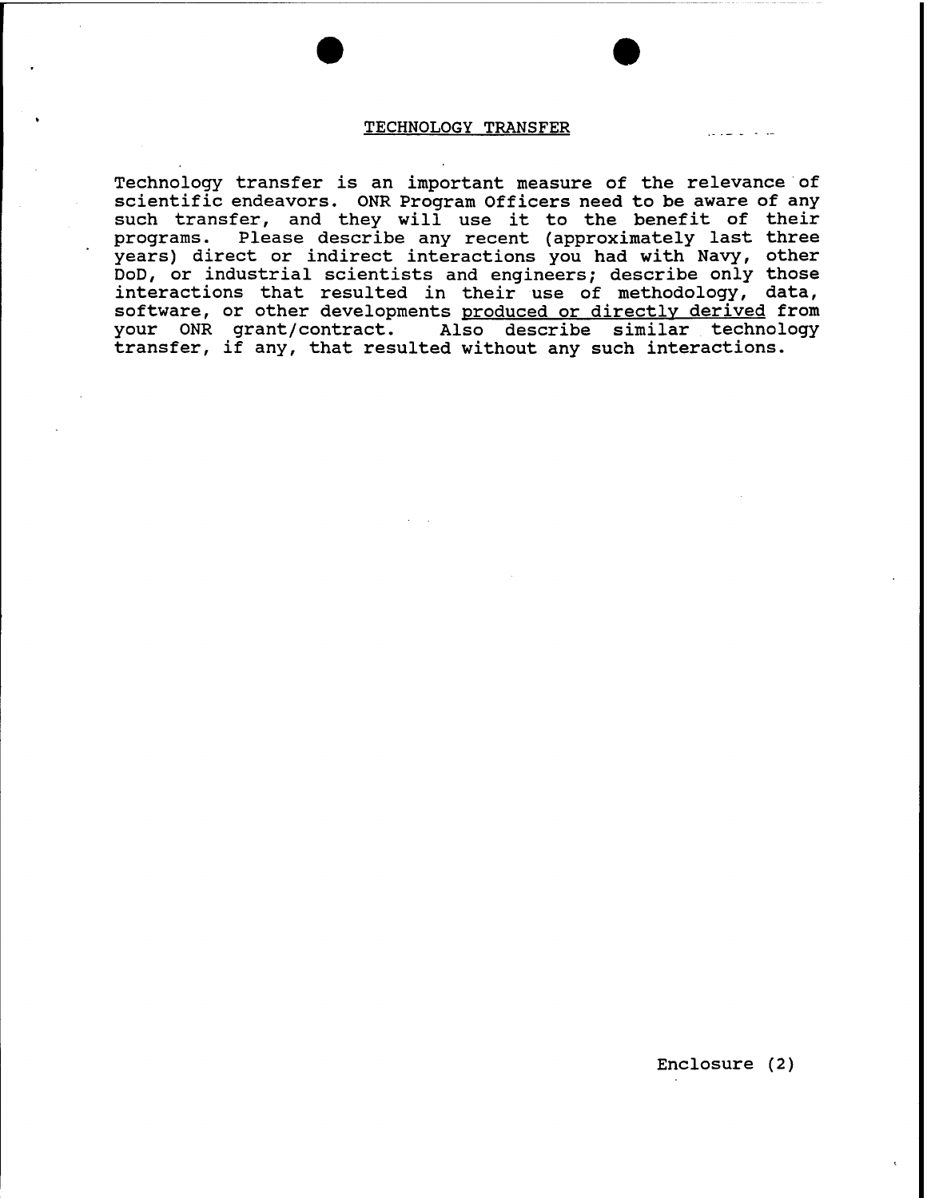# TECHNOLOGY TRANSFER

Technology transfer is an important measure of the relevance of scientific endeavors. ONR Program Officers need to be aware of any such transfer, and they will use it to the benefit of their programs. Please describe any recent (approximately last three years) direct or indirect interactions you had with Navy, other DoD, or industrial scientists and engineers; describe only those interactions that resulted in their use of methodology, data, software, or other developments produced or directly derived from your ONR grant/contract. Also describe similar technology transfer, if any, that resulted without any such interactions.

Enclosure (2)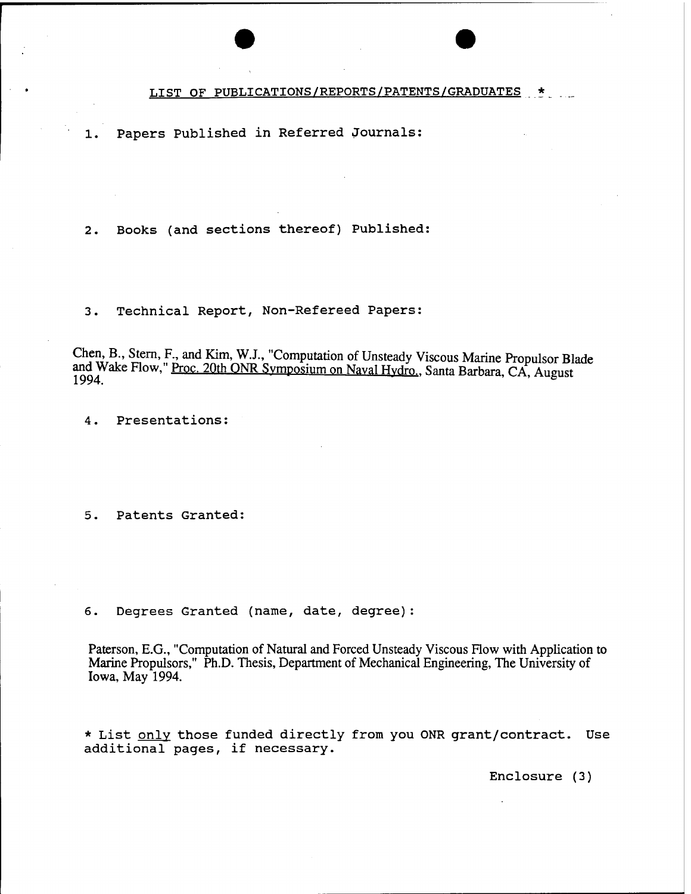## LIST OF PUBLICATIONS/REPORTS/PATENTS/GRADUATES *

1. Papers Published in Referred Journals:

2. Books (and sections thereof) Published:

3. Technical Report, Non-Refereed Papers:

Chen, B., Stern, F., and Kim, W.J., "Computation of Unsteady Viscous Marine Propulsor Blade and Wake Flow," Proc. 20th ONR Symposium on Naval Hydro., Santa Barbara, CA, August 1994.

4. Presentations:

5. Patents Granted:

6. Degrees Granted (name, date, degree):

Paterson, E.G., "Computation of Natural and Forced Unsteady Viscous Flow with Application to Marine Propulsors," Ph.D. Thesis, Department of Mechanical Engineering, The University of Iowa, May 1994.

* List *only* those funded directly from you ONR grant/contract. Use additional pages, if necessary.

Enclosure (3)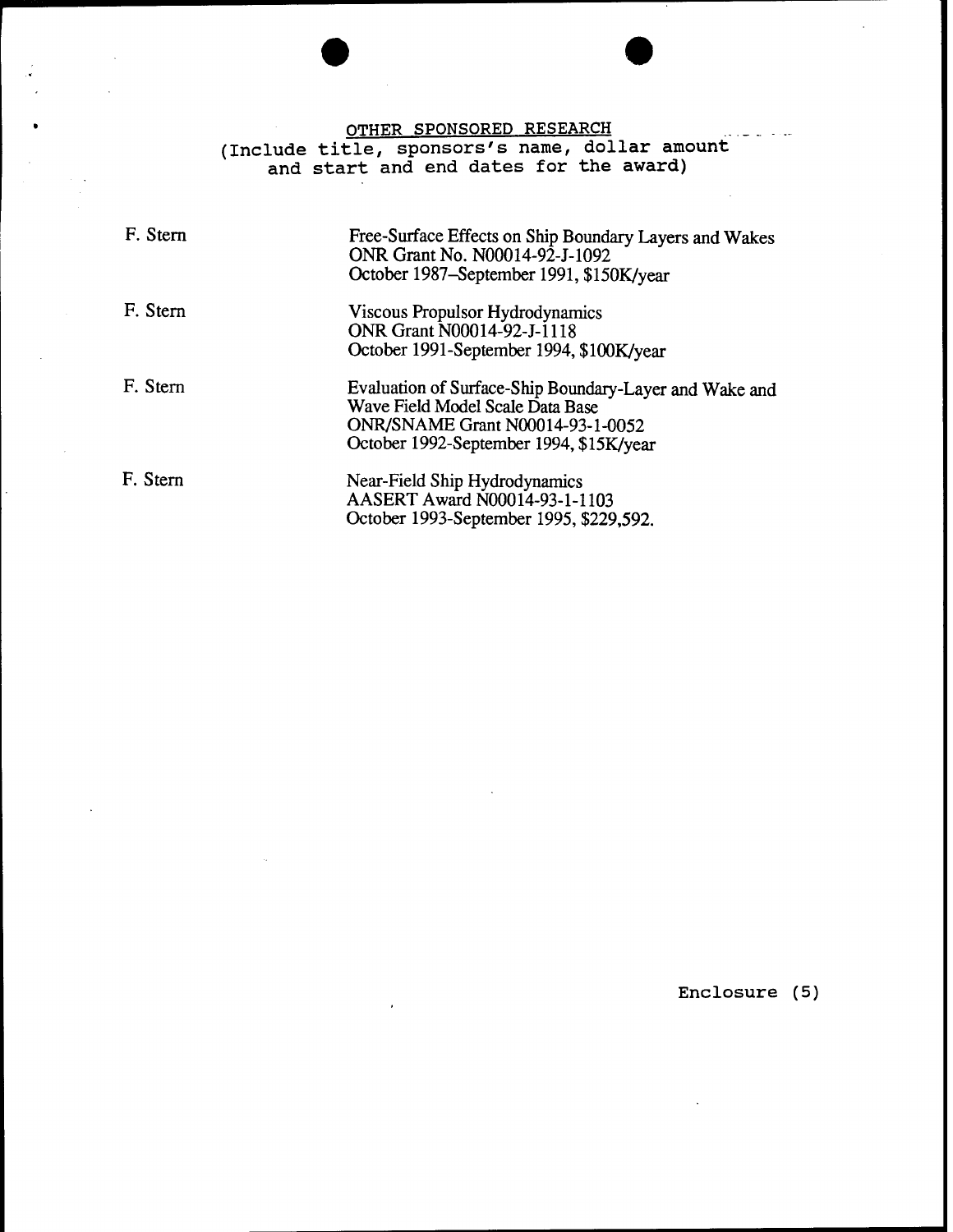# OTHER SPONSORED RESEARCH

(Include title, sponsors's name, dollar amount and start and end dates for the award)

| | |
|---|---|
| F. Stern | Free-Surface Effects on Ship Boundary Layers and Wakes<br>ONR Grant No. N00014-92-J-1092<br>October 1987–September 1991, $150K/year |
| F. Stern | Viscous Propulsor Hydrodynamics<br>ONR Grant N00014-92-J-1118<br>October 1991-September 1994, $100K/year |
| F. Stern | Evaluation of Surface-Ship Boundary-Layer and Wake and Wave Field Model Scale Data Base<br>ONR/SNAME Grant N00014-93-1-0052<br>October 1992-September 1994, $15K/year |
| F. Stern | Near-Field Ship Hydrodynamics<br>AASERT Award N00014-93-1-1103<br>October 1993-September 1995, $229,592. |

Enclosure (5)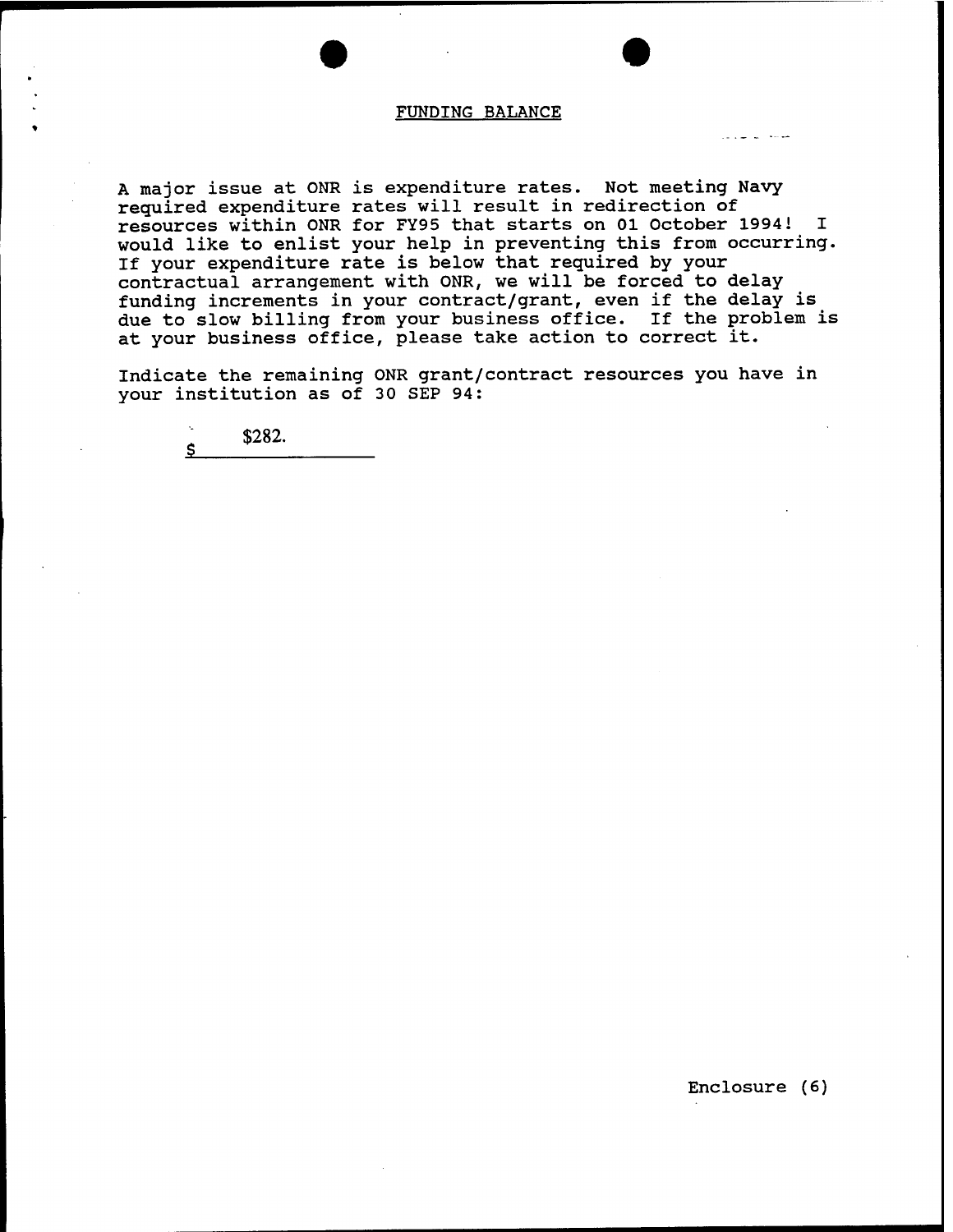## FUNDING BALANCE

A major issue at ONR is expenditure rates. Not meeting Navy required expenditure rates will result in redirection of resources within ONR for FY95 that starts on 01 October 1994! I would like to enlist your help in preventing this from occurring. If your expenditure rate is below that required by your contractual arrangement with ONR, we will be forced to delay funding increments in your contract/grant, even if the delay is due to slow billing from your business office. If the problem is at your business office, please take action to correct it.

Indicate the remaining ONR grant/contract resources you have in your institution as of 30 SEP 94:

$ $282.

Enclosure (6)